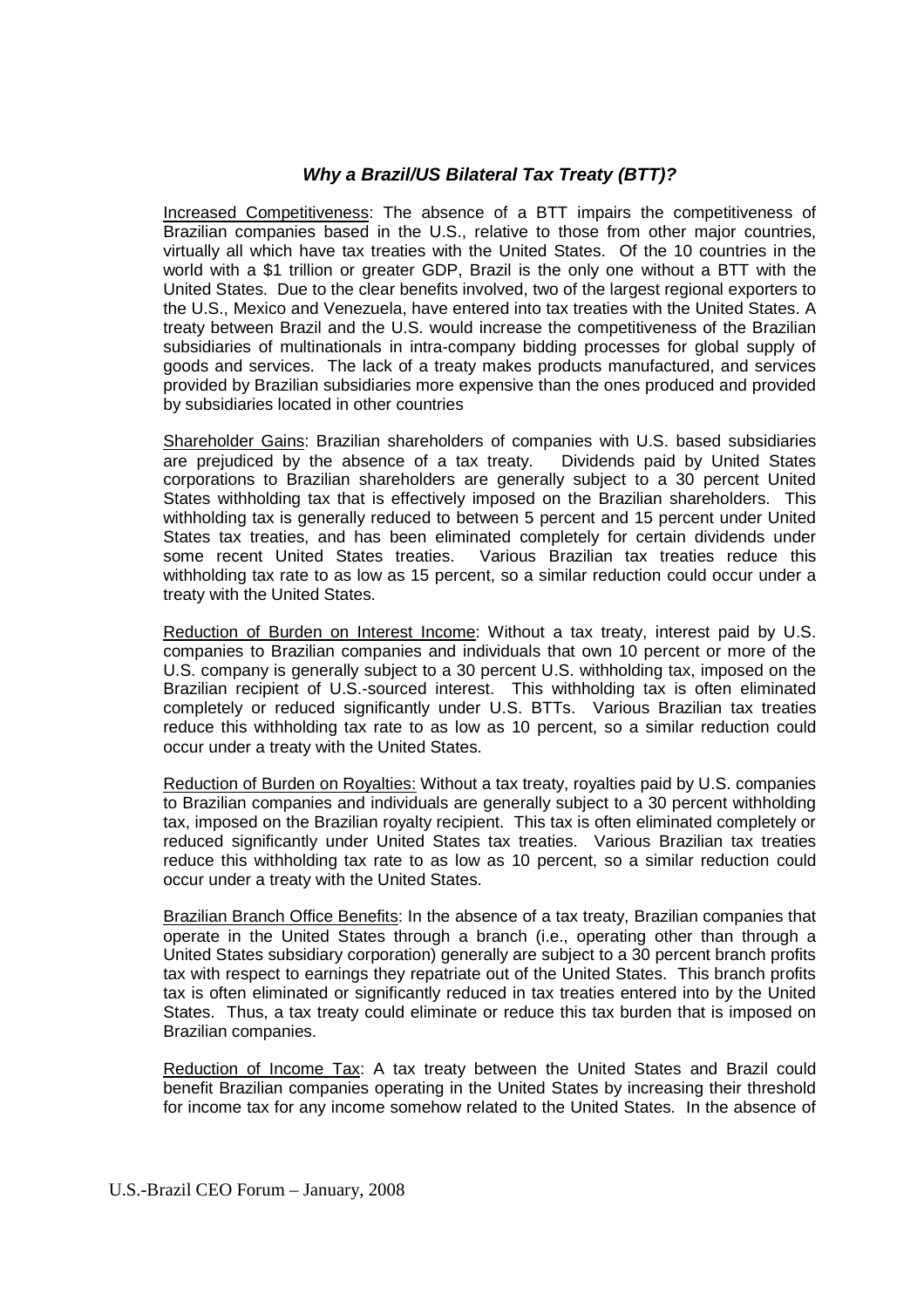## ***Why a Brazil/US Bilateral Tax Treaty (BTT)?***

Increased Competitiveness: The absence of a BTT impairs the competitiveness of Brazilian companies based in the U.S., relative to those from other major countries, virtually all which have tax treaties with the United States. Of the 10 countries in the world with a $1 trillion or greater GDP, Brazil is the only one without a BTT with the United States. Due to the clear benefits involved, two of the largest regional exporters to the U.S., Mexico and Venezuela, have entered into tax treaties with the United States. A treaty between Brazil and the U.S. would increase the competitiveness of the Brazilian subsidiaries of multinationals in intra-company bidding processes for global supply of goods and services. The lack of a treaty makes products manufactured, and services provided by Brazilian subsidiaries more expensive than the ones produced and provided by subsidiaries located in other countries

Shareholder Gains: Brazilian shareholders of companies with U.S. based subsidiaries are prejudiced by the absence of a tax treaty. Dividends paid by United States corporations to Brazilian shareholders are generally subject to a 30 percent United States withholding tax that is effectively imposed on the Brazilian shareholders. This withholding tax is generally reduced to between 5 percent and 15 percent under United States tax treaties, and has been eliminated completely for certain dividends under some recent United States treaties. Various Brazilian tax treaties reduce this withholding tax rate to as low as 15 percent, so a similar reduction could occur under a treaty with the United States.

Reduction of Burden on Interest Income: Without a tax treaty, interest paid by U.S. companies to Brazilian companies and individuals that own 10 percent or more of the U.S. company is generally subject to a 30 percent U.S. withholding tax, imposed on the Brazilian recipient of U.S.-sourced interest. This withholding tax is often eliminated completely or reduced significantly under U.S. BTTs. Various Brazilian tax treaties reduce this withholding tax rate to as low as 10 percent, so a similar reduction could occur under a treaty with the United States.

Reduction of Burden on Royalties: Without a tax treaty, royalties paid by U.S. companies to Brazilian companies and individuals are generally subject to a 30 percent withholding tax, imposed on the Brazilian royalty recipient. This tax is often eliminated completely or reduced significantly under United States tax treaties. Various Brazilian tax treaties reduce this withholding tax rate to as low as 10 percent, so a similar reduction could occur under a treaty with the United States.

Brazilian Branch Office Benefits: In the absence of a tax treaty, Brazilian companies that operate in the United States through a branch (i.e., operating other than through a United States subsidiary corporation) generally are subject to a 30 percent branch profits tax with respect to earnings they repatriate out of the United States. This branch profits tax is often eliminated or significantly reduced in tax treaties entered into by the United States. Thus, a tax treaty could eliminate or reduce this tax burden that is imposed on Brazilian companies.

Reduction of Income Tax: A tax treaty between the United States and Brazil could benefit Brazilian companies operating in the United States by increasing their threshold for income tax for any income somehow related to the United States. In the absence of

U.S.-Brazil CEO Forum – January, 2008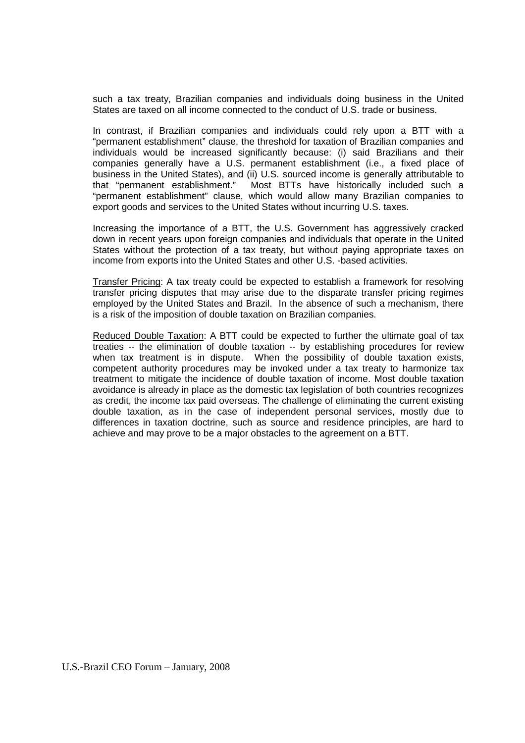such a tax treaty, Brazilian companies and individuals doing business in the United States are taxed on all income connected to the conduct of U.S. trade or business.

In contrast, if Brazilian companies and individuals could rely upon a BTT with a "permanent establishment" clause, the threshold for taxation of Brazilian companies and individuals would be increased significantly because: (i) said Brazilians and their companies generally have a U.S. permanent establishment (i.e., a fixed place of business in the United States), and (ii) U.S. sourced income is generally attributable to that "permanent establishment." Most BTTs have historically included such a "permanent establishment" clause, which would allow many Brazilian companies to export goods and services to the United States without incurring U.S. taxes.

Increasing the importance of a BTT, the U.S. Government has aggressively cracked down in recent years upon foreign companies and individuals that operate in the United States without the protection of a tax treaty, but without paying appropriate taxes on income from exports into the United States and other U.S. -based activities.

Transfer Pricing: A tax treaty could be expected to establish a framework for resolving transfer pricing disputes that may arise due to the disparate transfer pricing regimes employed by the United States and Brazil. In the absence of such a mechanism, there is a risk of the imposition of double taxation on Brazilian companies.

Reduced Double Taxation: A BTT could be expected to further the ultimate goal of tax treaties -- the elimination of double taxation -- by establishing procedures for review when tax treatment is in dispute. When the possibility of double taxation exists, competent authority procedures may be invoked under a tax treaty to harmonize tax treatment to mitigate the incidence of double taxation of income. Most double taxation avoidance is already in place as the domestic tax legislation of both countries recognizes as credit, the income tax paid overseas. The challenge of eliminating the current existing double taxation, as in the case of independent personal services, mostly due to differences in taxation doctrine, such as source and residence principles, are hard to achieve and may prove to be a major obstacles to the agreement on a BTT.